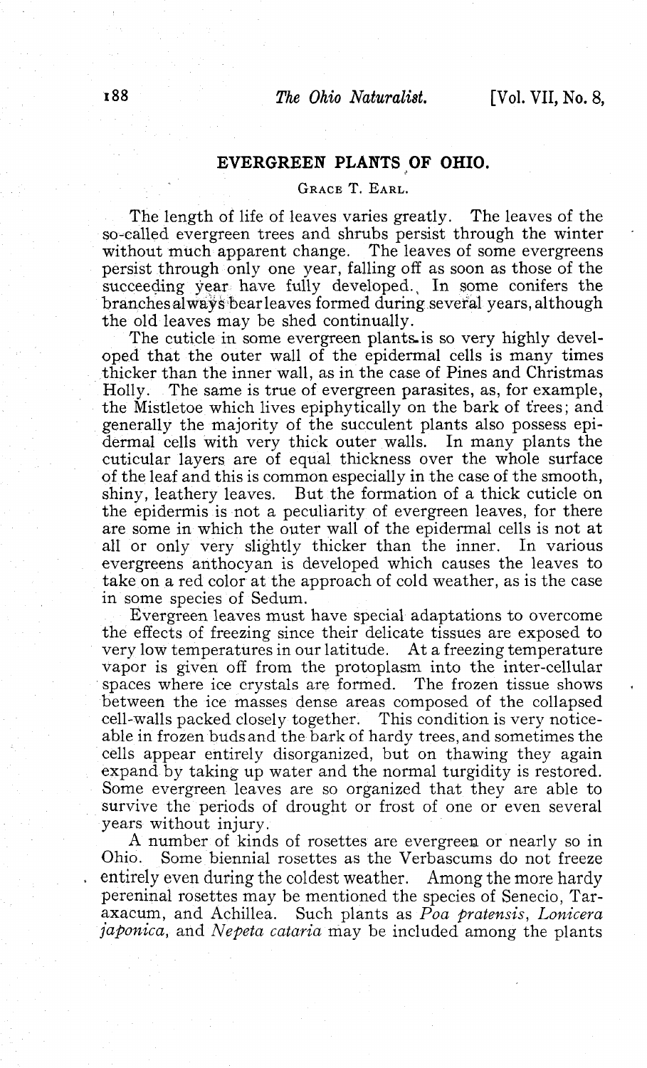## EVERGREEN PLANTS OF OHIO.

GRACE T. EARL.

The length of life of leaves varies greatly. The leaves of the so-called evergreen trees and shrubs persist through the winter without much apparent change. The leaves of some evergreens persist through only one year, falling off as soon as those of the succeeding year have fully developed. In some conifers the branches always bear leaves formed during several years, although the old leaves may be shed continually.

The cuticle in some evergreen plants is so very highly developed that the outer wall of the epidermal cells is many times thicker than the inner wall, as in the case of Pines and Christmas Holly. The same is true of evergreen parasites, as, for example, the Mistletoe which lives epiphytically on the bark of trees; and generally the majority of the succulent plants also possess epidermal cells with very thick outer walls. In many plants the cuticular layers are of equal thickness over the whole surface of the leaf and this is common especially in the case of the smooth, shiny, leathery leaves. But the formation of a thick cuticle on the epidermis is not a peculiarity of evergreen leaves, for there are some in which the outer wall of the epidermal cells is not at all or only very slightly thicker than the inner. In various evergreens anthocyan is developed which causes the leaves to take on a red color at the approach of cold weather, as is the case in some species of Sedum.

Evergreen leaves must have special adaptations to overcome the effects of freezing since their delicate tissues are exposed to very low temperatures in our latitude. At a freezing temperature vapor is given off from the protoplasm into the inter-cellular spaces where ice crystals are formed. The frozen tissue shows between the ice masses dense areas composed of the collapsed cell-walls packed closely together. This condition is very noticeable in frozen buds and the bark of hardy trees, and sometimes the cells appear entirely disorganized, but on thawing they again expand by taking up water and the normal turgidity is restored. Some evergreen leaves are so organized that they are able to survive the periods of drought or frost of one or even several years without injury.

A number of kinds of rosettes are evergreen or nearly so in Ohio. Some biennial rosettes as the Verbascums do not freeze entirely even during the coldest weather. Among the more hardy pereninal rosettes may be mentioned the species of Senecio, Taraxacum, and Achillea. Such plants as *Poa pratensis*, *Lonicera japonica*, and *Nepeta cataria* may be included among the plants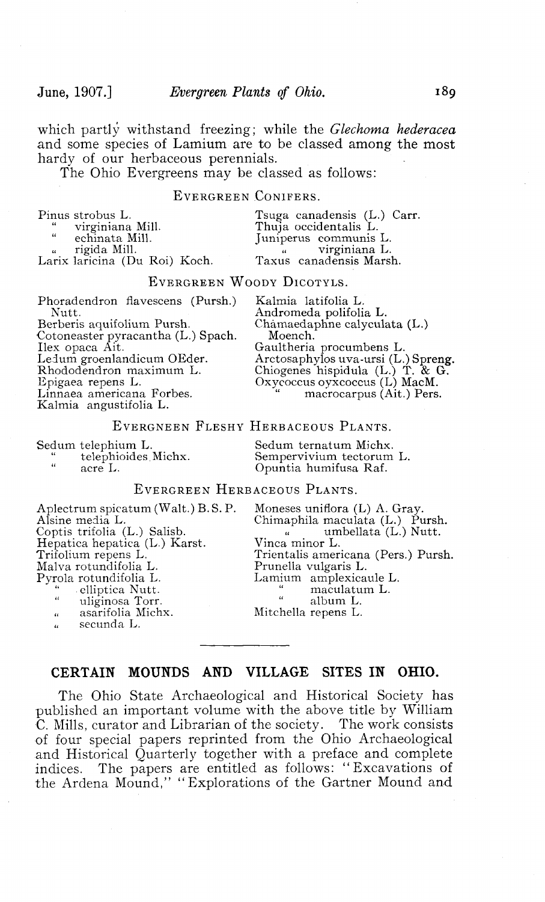which partly withstand freezing; while the *Glechoma hederacea* and some species of Lamium are to be classed among the most hardy of our herbaceous perennials.

The Ohio Evergreens may be classed as follows:

### EVERGREEN CONIFERS.

Pinus strobus L.
" virginiana Mill.
" echinata Mill.
" rigida Mill.
Larix laricina (Du Roi) Koch.
Tsuga canadensis (L.) Carr.
Thuja occidentalis L.
Juniperus communis L.
" virginiana L.
Taxus canadensis Marsh.

### EVERGREEN WOODY DICOTYLS.

Phoradendron flavescens (Pursh.) Nutt.
Berberis aquifolium Pursh.
Cotoneaster pyracantha (L.) Spach.
Ilex opaca Ait.
Ledum groenlandicum OEder.
Rhododendron maximum L.
Epigaea repens L.
Linnaea americana Forbes.
Kalmia angustifolia L.
Kalmia latifolia L.
Andromeda polifolia L.
Chamaedaphne calyculata (L.) Moench.
Gaultheria procumbens L.
Arctosaphylos uva-ursi (L.) Spreng.
Chiogenes hispidula (L.) T. & G.
Oxycoccus oyxcoccus (L) MacM.
" macrocarpus (Ait.) Pers.

### EVERGNEEN FLESHY HERBACEOUS PLANTS.

Sedum telephium L.
" telephioides Michx.
" acre L.
Sedum ternatum Michx.
Sempervivium tectorum L.
Opuntia humifusa Raf.

### EVERGREEN HERBACEOUS PLANTS.

Aplectrum spicatum (Walt.) B. S. P.
Alsine media L.
Coptis trifolia (L.) Salisb.
Hepatica hepatica (L.) Karst.
Trifolium repens L.
Malva rotundifolia L.
Pyrola rotundifolia L.
" elliptica Nutt.
" uliginosa Torr.
" asarifolia Michx.
" secunda L.
Moneses uniflora (L) A. Gray.
Chimaphila maculata (L.) Pursh.
" umbellata (L.) Nutt.
Vinca minor L.
Trientalis americana (Pers.) Pursh.
Prunella vulgaris L.
Lamium amplexicaule L.
" maculatum L.
" album L.
Mitchella repens L.

---

## CERTAIN MOUNDS AND VILLAGE SITES IN OHIO.

The Ohio State Archaeological and Historical Society has published an important volume with the above title by William C. Mills, curator and Librarian of the society. The work consists of four special papers reprinted from the Ohio Archaeological and Historical Quarterly together with a preface and complete indices. The papers are entitled as follows: "Excavations of the Ardena Mound," "Explorations of the Gartner Mound and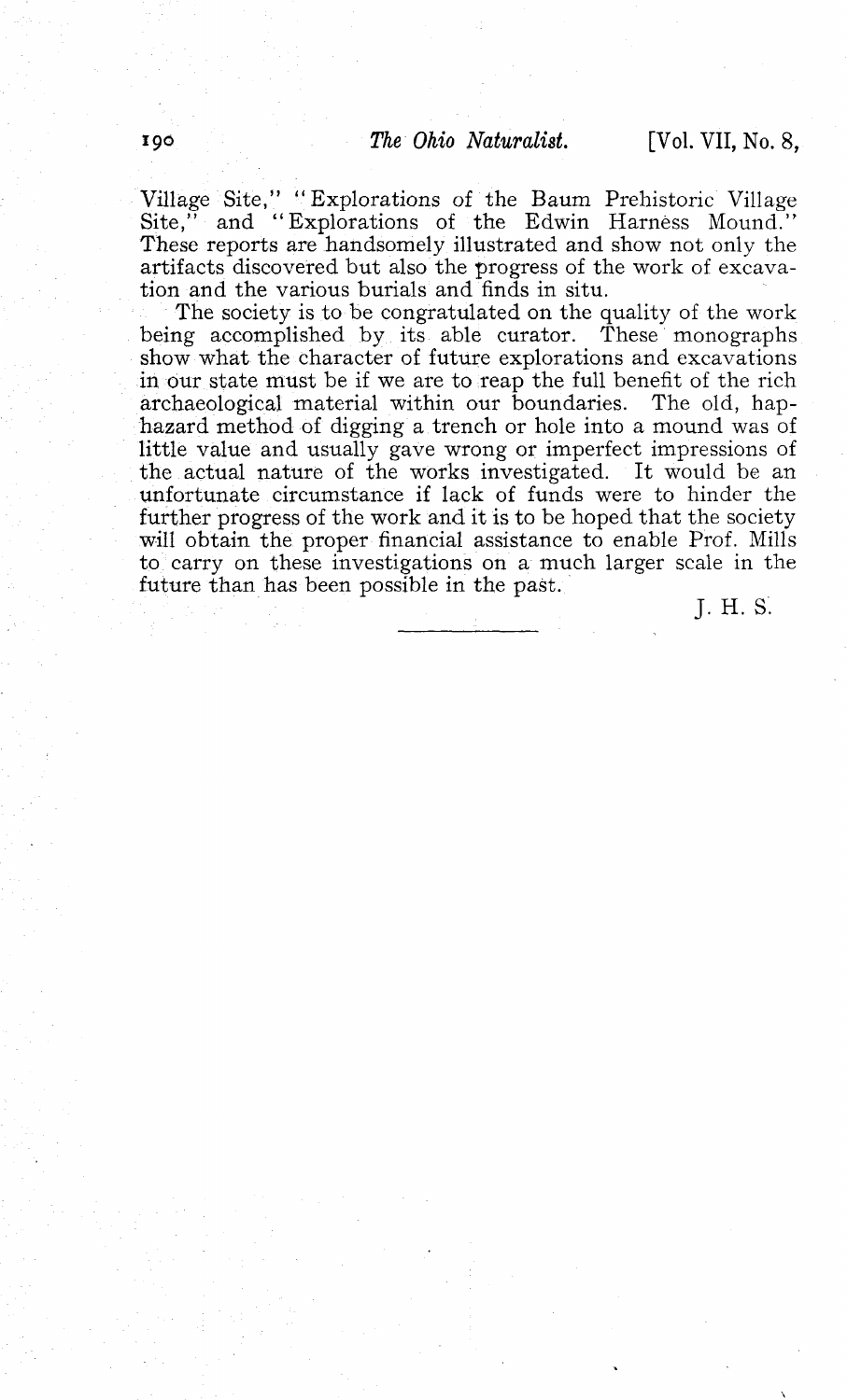Village Site," "Explorations of the Baum Prehistoric Village Site," and "Explorations of the Edwin Harness Mound." These reports are handsomely illustrated and show not only the artifacts discovered but also the progress of the work of excavation and the various burials and finds in situ.

The society is to be congratulated on the quality of the work being accomplished by its able curator. These monographs show what the character of future explorations and excavations in our state must be if we are to reap the full benefit of the rich archaeological material within our boundaries. The old, haphazard method of digging a trench or hole into a mound was of little value and usually gave wrong or imperfect impressions of the actual nature of the works investigated. It would be an unfortunate circumstance if lack of funds were to hinder the further progress of the work and it is to be hoped that the society will obtain the proper financial assistance to enable Prof. Mills to carry on these investigations on a much larger scale in the future than has been possible in the past.

J. H. S.